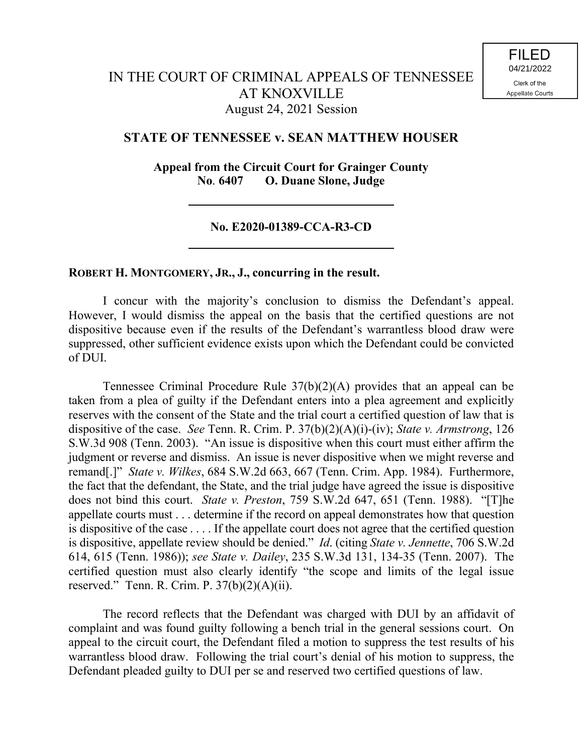FILED
04/21/2022
Clerk of the
Appellate Courts

# IN THE COURT OF CRIMINAL APPEALS OF TENNESSEE AT KNOXVILLE

August 24, 2021 Session

## STATE OF TENNESSEE v. SEAN MATTHEW HOUSER

**Appeal from the Circuit Court for Grainger County**
**No. 6407 O. Duane Slone, Judge**

---

**No. E2020-01389-CCA-R3-CD**

---

**ROBERT H. MONTGOMERY, JR., J., concurring in the result.**

I concur with the majority's conclusion to dismiss the Defendant's appeal. However, I would dismiss the appeal on the basis that the certified questions are not dispositive because even if the results of the Defendant's warrantless blood draw were suppressed, other sufficient evidence exists upon which the Defendant could be convicted of DUI.

Tennessee Criminal Procedure Rule 37(b)(2)(A) provides that an appeal can be taken from a plea of guilty if the Defendant enters into a plea agreement and explicitly reserves with the consent of the State and the trial court a certified question of law that is dispositive of the case. *See* Tenn. R. Crim. P. 37(b)(2)(A)(i)-(iv); *State v. Armstrong*, 126 S.W.3d 908 (Tenn. 2003). "An issue is dispositive when this court must either affirm the judgment or reverse and dismiss. An issue is never dispositive when we might reverse and remand[.]" *State v. Wilkes*, 684 S.W.2d 663, 667 (Tenn. Crim. App. 1984). Furthermore, the fact that the defendant, the State, and the trial judge have agreed the issue is dispositive does not bind this court. *State v. Preston*, 759 S.W.2d 647, 651 (Tenn. 1988). "[T]he appellate courts must . . . determine if the record on appeal demonstrates how that question is dispositive of the case . . . . If the appellate court does not agree that the certified question is dispositive, appellate review should be denied." *Id.* (citing *State v. Jennette*, 706 S.W.2d 614, 615 (Tenn. 1986)); *see State v. Dailey*, 235 S.W.3d 131, 134-35 (Tenn. 2007). The certified question must also clearly identify "the scope and limits of the legal issue reserved." Tenn. R. Crim. P. 37(b)(2)(A)(ii).

The record reflects that the Defendant was charged with DUI by an affidavit of complaint and was found guilty following a bench trial in the general sessions court. On appeal to the circuit court, the Defendant filed a motion to suppress the test results of his warrantless blood draw. Following the trial court's denial of his motion to suppress, the Defendant pleaded guilty to DUI per se and reserved two certified questions of law.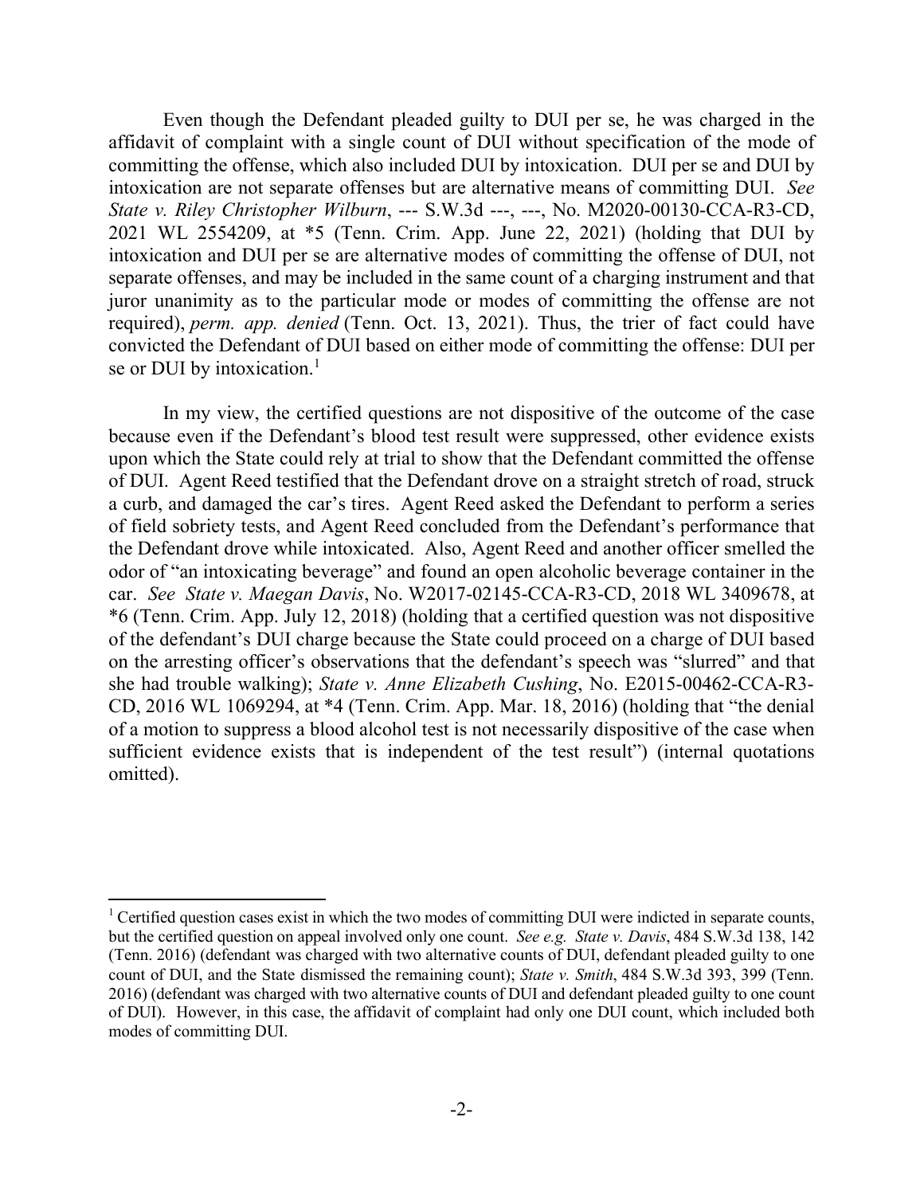Even though the Defendant pleaded guilty to DUI per se, he was charged in the affidavit of complaint with a single count of DUI without specification of the mode of committing the offense, which also included DUI by intoxication. DUI per se and DUI by intoxication are not separate offenses but are alternative means of committing DUI. *See State v. Riley Christopher Wilburn*, --- S.W.3d ---, ---, No. M2020-00130-CCA-R3-CD, 2021 WL 2554209, at *5 (Tenn. Crim. App. June 22, 2021) (holding that DUI by intoxication and DUI per se are alternative modes of committing the offense of DUI, not separate offenses, and may be included in the same count of a charging instrument and that juror unanimity as to the particular mode or modes of committing the offense are not required), *perm. app. denied* (Tenn. Oct. 13, 2021). Thus, the trier of fact could have convicted the Defendant of DUI based on either mode of committing the offense: DUI per se or DUI by intoxication.[1]

In my view, the certified questions are not dispositive of the outcome of the case because even if the Defendant's blood test result were suppressed, other evidence exists upon which the State could rely at trial to show that the Defendant committed the offense of DUI. Agent Reed testified that the Defendant drove on a straight stretch of road, struck a curb, and damaged the car's tires. Agent Reed asked the Defendant to perform a series of field sobriety tests, and Agent Reed concluded from the Defendant's performance that the Defendant drove while intoxicated. Also, Agent Reed and another officer smelled the odor of "an intoxicating beverage" and found an open alcoholic beverage container in the car. *See State v. Maegan Davis*, No. W2017-02145-CCA-R3-CD, 2018 WL 3409678, at *6 (Tenn. Crim. App. July 12, 2018) (holding that a certified question was not dispositive of the defendant's DUI charge because the State could proceed on a charge of DUI based on the arresting officer's observations that the defendant's speech was "slurred" and that she had trouble walking); *State v. Anne Elizabeth Cushing*, No. E2015-00462-CCA-R3-CD, 2016 WL 1069294, at *4 (Tenn. Crim. App. Mar. 18, 2016) (holding that "the denial of a motion to suppress a blood alcohol test is not necessarily dispositive of the case when sufficient evidence exists that is independent of the test result") (internal quotations omitted).

---

[1] Certified question cases exist in which the two modes of committing DUI were indicted in separate counts, but the certified question on appeal involved only one count. *See e.g. State v. Davis*, 484 S.W.3d 138, 142 (Tenn. 2016) (defendant was charged with two alternative counts of DUI, defendant pleaded guilty to one count of DUI, and the State dismissed the remaining count); *State v. Smith*, 484 S.W.3d 393, 399 (Tenn. 2016) (defendant was charged with two alternative counts of DUI and defendant pleaded guilty to one count of DUI). However, in this case, the affidavit of complaint had only one DUI count, which included both modes of committing DUI.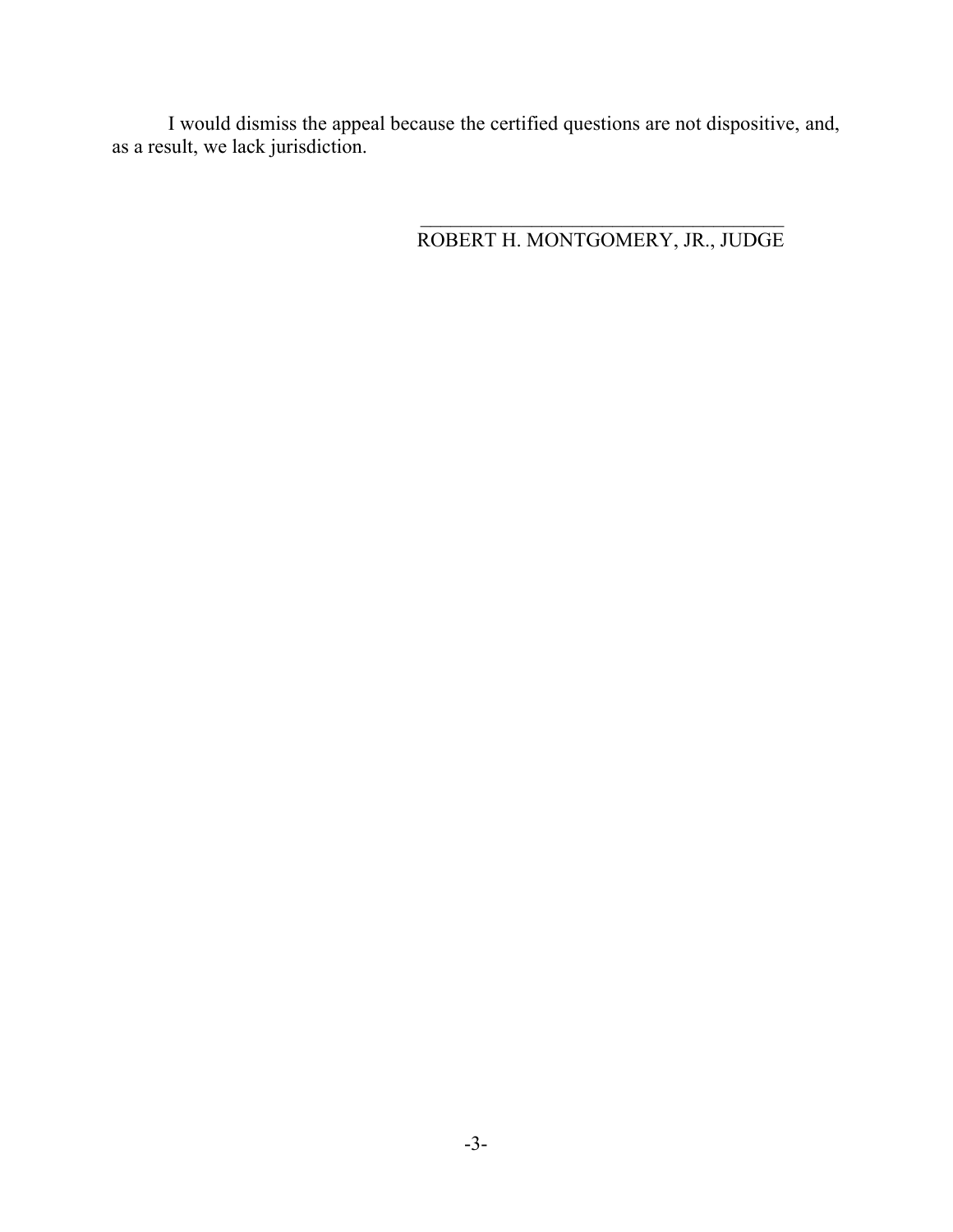I would dismiss the appeal because the certified questions are not dispositive, and, as a result, we lack jurisdiction.

\_\_\_\_\_\_\_\_\_\_\_\_\_\_\_\_\_\_\_\_\_\_\_\_\_\_\_\_\_\_\_\_\_\_\_\_\_\_\_\_

ROBERT H. MONTGOMERY, JR., JUDGE